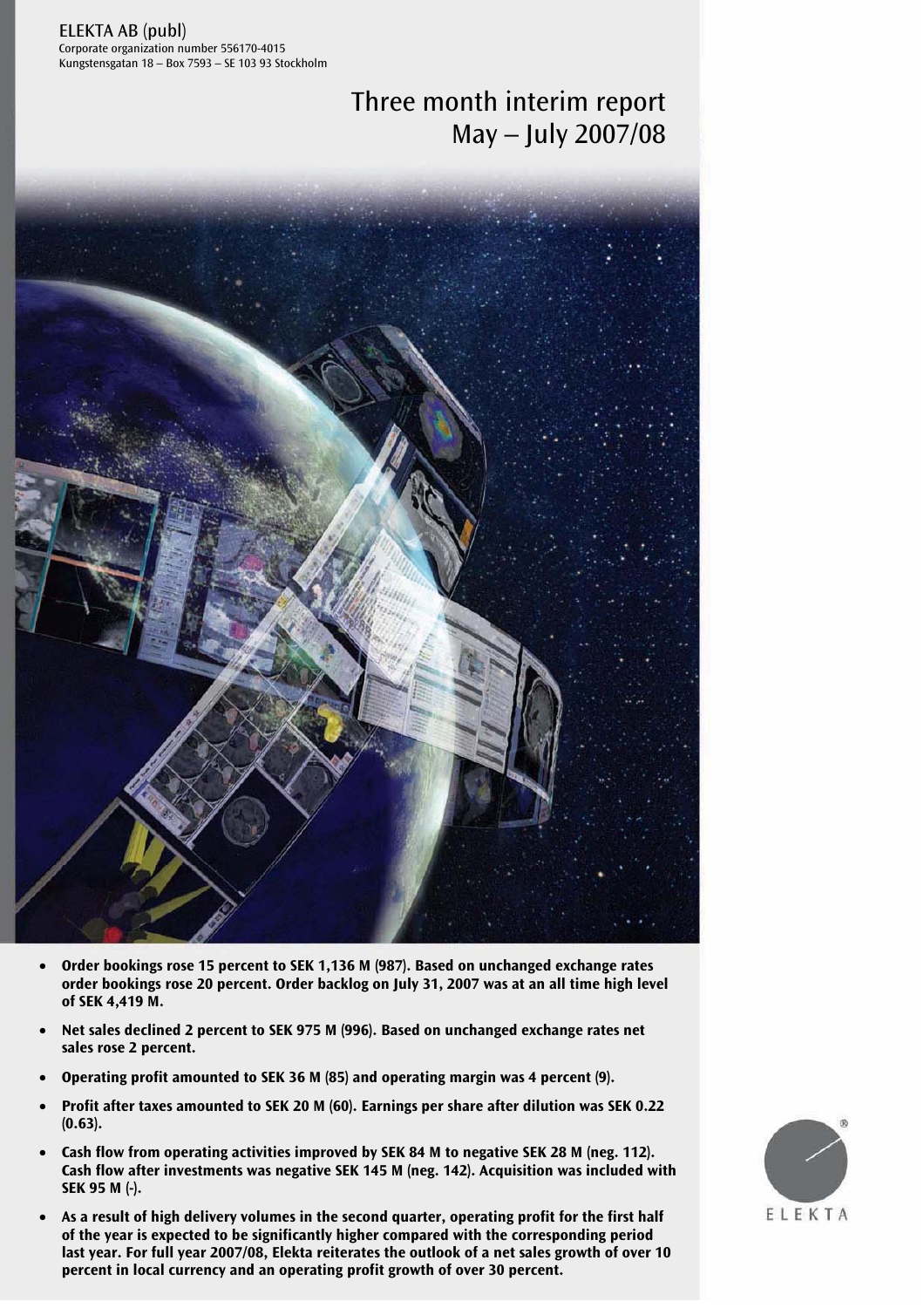ELEKTA AB (publ)
Corporate organization number 556170-4015
Kungstensgatan 18 – Box 7593 – SE 103 93 Stockholm

# Three month interim report May – July 2007/08

- **Order bookings rose 15 percent to SEK 1,136 M (987). Based on unchanged exchange rates order bookings rose 20 percent. Order backlog on July 31, 2007 was at an all time high level of SEK 4,419 M.**
- **Net sales declined 2 percent to SEK 975 M (996). Based on unchanged exchange rates net sales rose 2 percent.**
- **Operating profit amounted to SEK 36 M (85) and operating margin was 4 percent (9).**
- **Profit after taxes amounted to SEK 20 M (60). Earnings per share after dilution was SEK 0.22 (0.63).**
- **Cash flow from operating activities improved by SEK 84 M to negative SEK 28 M (neg. 112). Cash flow after investments was negative SEK 145 M (neg. 142). Acquisition was included with SEK 95 M (-).**
- **As a result of high delivery volumes in the second quarter, operating profit for the first half of the year is expected to be significantly higher compared with the corresponding period last year. For full year 2007/08, Elekta reiterates the outlook of a net sales growth of over 10 percent in local currency and an operating profit growth of over 30 percent.**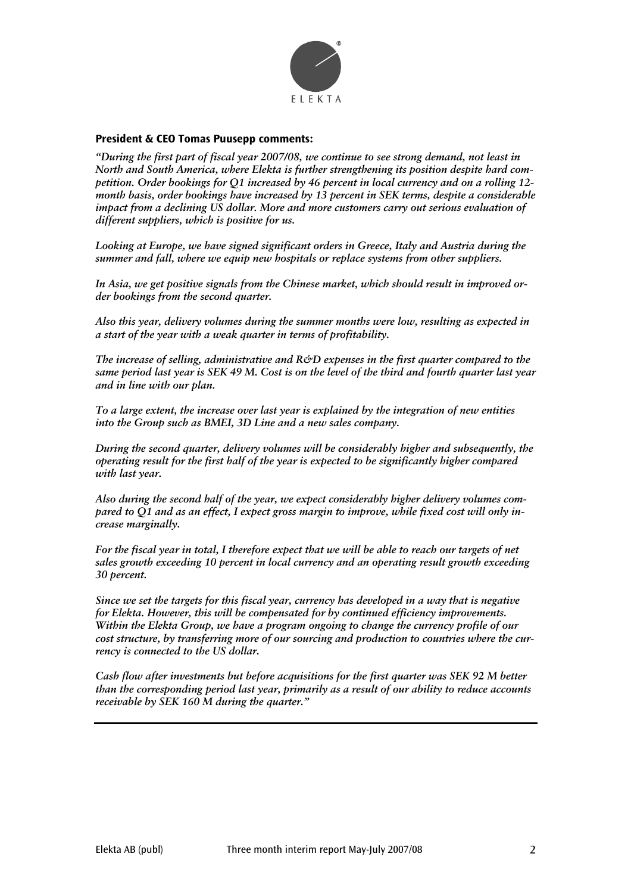### President & CEO Tomas Puusepp comments:

*"During the first part of fiscal year 2007/08, we continue to see strong demand, not least in North and South America, where Elekta is further strengthening its position despite hard competition. Order bookings for Q1 increased by 46 percent in local currency and on a rolling 12-month basis, order bookings have increased by 13 percent in SEK terms, despite a considerable impact from a declining US dollar. More and more customers carry out serious evaluation of different suppliers, which is positive for us.*

*Looking at Europe, we have signed significant orders in Greece, Italy and Austria during the summer and fall, where we equip new hospitals or replace systems from other suppliers.*

*In Asia, we get positive signals from the Chinese market, which should result in improved order bookings from the second quarter.*

*Also this year, delivery volumes during the summer months were low, resulting as expected in a start of the year with a weak quarter in terms of profitability.*

*The increase of selling, administrative and R&D expenses in the first quarter compared to the same period last year is SEK 49 M. Cost is on the level of the third and fourth quarter last year and in line with our plan.*

*To a large extent, the increase over last year is explained by the integration of new entities into the Group such as BMEI, 3D Line and a new sales company.*

*During the second quarter, delivery volumes will be considerably higher and subsequently, the operating result for the first half of the year is expected to be significantly higher compared with last year.*

*Also during the second half of the year, we expect considerably higher delivery volumes compared to Q1 and as an effect, I expect gross margin to improve, while fixed cost will only increase marginally.*

*For the fiscal year in total, I therefore expect that we will be able to reach our targets of net sales growth exceeding 10 percent in local currency and an operating result growth exceeding 30 percent.*

*Since we set the targets for this fiscal year, currency has developed in a way that is negative for Elekta. However, this will be compensated for by continued efficiency improvements. Within the Elekta Group, we have a program ongoing to change the currency profile of our cost structure, by transferring more of our sourcing and production to countries where the currency is connected to the US dollar.*

*Cash flow after investments but before acquisitions for the first quarter was SEK 92 M better than the corresponding period last year, primarily as a result of our ability to reduce accounts receivable by SEK 160 M during the quarter."*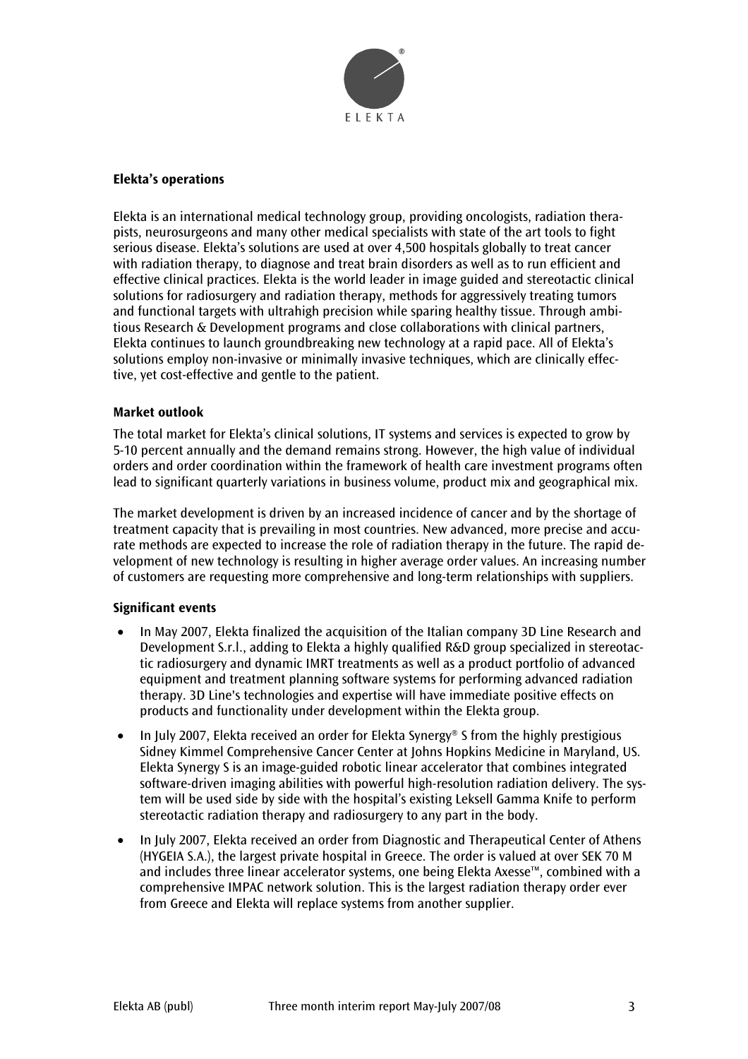## Elekta's operations

Elekta is an international medical technology group, providing oncologists, radiation therapists, neurosurgeons and many other medical specialists with state of the art tools to fight serious disease. Elekta's solutions are used at over 4,500 hospitals globally to treat cancer with radiation therapy, to diagnose and treat brain disorders as well as to run efficient and effective clinical practices. Elekta is the world leader in image guided and stereotactic clinical solutions for radiosurgery and radiation therapy, methods for aggressively treating tumors and functional targets with ultrahigh precision while sparing healthy tissue. Through ambitious Research & Development programs and close collaborations with clinical partners, Elekta continues to launch groundbreaking new technology at a rapid pace. All of Elekta's solutions employ non-invasive or minimally invasive techniques, which are clinically effective, yet cost-effective and gentle to the patient.

## Market outlook

The total market for Elekta's clinical solutions, IT systems and services is expected to grow by 5-10 percent annually and the demand remains strong. However, the high value of individual orders and order coordination within the framework of health care investment programs often lead to significant quarterly variations in business volume, product mix and geographical mix.

The market development is driven by an increased incidence of cancer and by the shortage of treatment capacity that is prevailing in most countries. New advanced, more precise and accurate methods are expected to increase the role of radiation therapy in the future. The rapid development of new technology is resulting in higher average order values. An increasing number of customers are requesting more comprehensive and long-term relationships with suppliers.

## Significant events

- In May 2007, Elekta finalized the acquisition of the Italian company 3D Line Research and Development S.r.l., adding to Elekta a highly qualified R&D group specialized in stereotactic radiosurgery and dynamic IMRT treatments as well as a product portfolio of advanced equipment and treatment planning software systems for performing advanced radiation therapy. 3D Line's technologies and expertise will have immediate positive effects on products and functionality under development within the Elekta group.
- In July 2007, Elekta received an order for Elekta Synergy® S from the highly prestigious Sidney Kimmel Comprehensive Cancer Center at Johns Hopkins Medicine in Maryland, US. Elekta Synergy S is an image-guided robotic linear accelerator that combines integrated software-driven imaging abilities with powerful high-resolution radiation delivery. The system will be used side by side with the hospital's existing Leksell Gamma Knife to perform stereotactic radiation therapy and radiosurgery to any part in the body.
- In July 2007, Elekta received an order from Diagnostic and Therapeutical Center of Athens (HYGEIA S.A.), the largest private hospital in Greece. The order is valued at over SEK 70 M and includes three linear accelerator systems, one being Elekta Axesse™, combined with a comprehensive IMPAC network solution. This is the largest radiation therapy order ever from Greece and Elekta will replace systems from another supplier.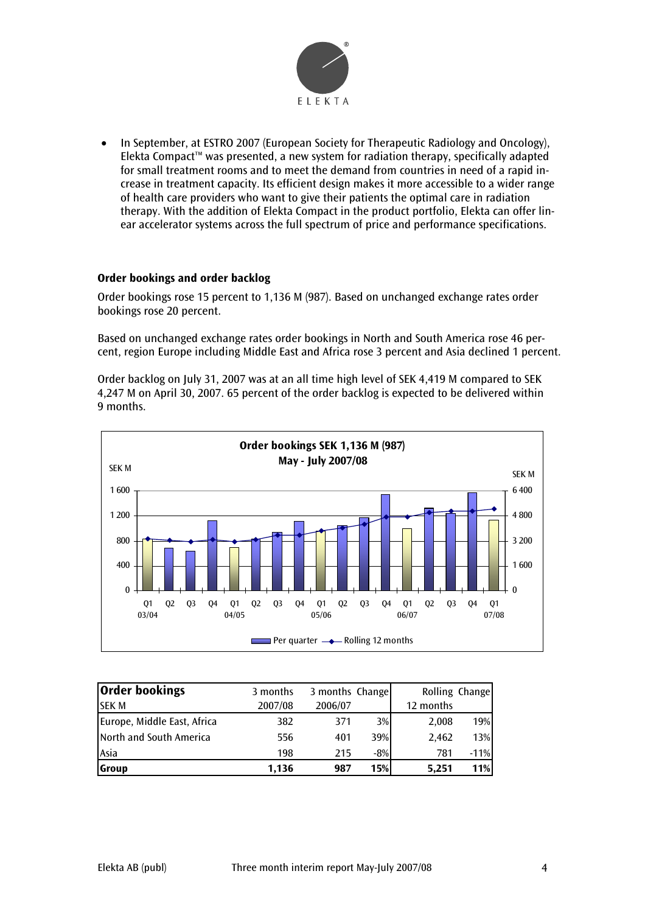- In September, at ESTRO 2007 (European Society for Therapeutic Radiology and Oncology), Elekta Compact™ was presented, a new system for radiation therapy, specifically adapted for small treatment rooms and to meet the demand from countries in need of a rapid increase in treatment capacity. Its efficient design makes it more accessible to a wider range of health care providers who want to give their patients the optimal care in radiation therapy. With the addition of Elekta Compact in the product portfolio, Elekta can offer linear accelerator systems across the full spectrum of price and performance specifications.

**Order bookings and order backlog**

Order bookings rose 15 percent to 1,136 M (987). Based on unchanged exchange rates order bookings rose 20 percent.

Based on unchanged exchange rates order bookings in North and South America rose 46 percent, region Europe including Middle East and Africa rose 3 percent and Asia declined 1 percent.

Order backlog on July 31, 2007 was at an all time high level of SEK 4,419 M compared to SEK 4,247 M on April 30, 2007. 65 percent of the order backlog is expected to be delivered within 9 months.

**Order bookings SEK 1,136 M (987)**
**May - July 2007/08**

| Order bookings SEK M | 3 months 2007/08 | 3 months 2006/07 | Change | Rolling 12 months | Change |
|---|---|---|---|---|---|
| Europe, Middle East, Africa | 382 | 371 | 3% | 2,008 | 19% |
| North and South America | 556 | 401 | 39% | 2,462 | 13% |
| Asia | 198 | 215 | -8% | 781 | -11% |
| **Group** | **1,136** | **987** | **15%** | **5,251** | **11%** |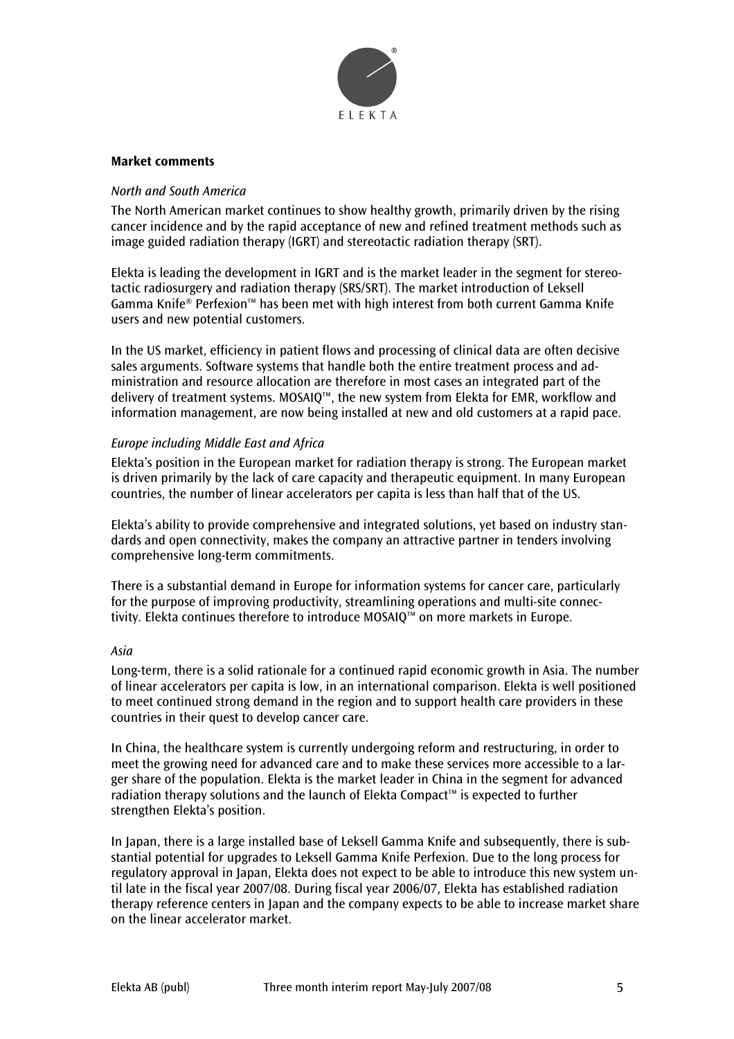**Market comments**

*North and South America*

The North American market continues to show healthy growth, primarily driven by the rising cancer incidence and by the rapid acceptance of new and refined treatment methods such as image guided radiation therapy (IGRT) and stereotactic radiation therapy (SRT).

Elekta is leading the development in IGRT and is the market leader in the segment for stereotactic radiosurgery and radiation therapy (SRS/SRT). The market introduction of Leksell Gamma Knife® Perfexion™ has been met with high interest from both current Gamma Knife users and new potential customers.

In the US market, efficiency in patient flows and processing of clinical data are often decisive sales arguments. Software systems that handle both the entire treatment process and administration and resource allocation are therefore in most cases an integrated part of the delivery of treatment systems. MOSAIQ™, the new system from Elekta for EMR, workflow and information management, are now being installed at new and old customers at a rapid pace.

*Europe including Middle East and Africa*

Elekta's position in the European market for radiation therapy is strong. The European market is driven primarily by the lack of care capacity and therapeutic equipment. In many European countries, the number of linear accelerators per capita is less than half that of the US.

Elekta's ability to provide comprehensive and integrated solutions, yet based on industry standards and open connectivity, makes the company an attractive partner in tenders involving comprehensive long-term commitments.

There is a substantial demand in Europe for information systems for cancer care, particularly for the purpose of improving productivity, streamlining operations and multi-site connectivity. Elekta continues therefore to introduce MOSAIQ™ on more markets in Europe.

*Asia*

Long-term, there is a solid rationale for a continued rapid economic growth in Asia. The number of linear accelerators per capita is low, in an international comparison. Elekta is well positioned to meet continued strong demand in the region and to support health care providers in these countries in their quest to develop cancer care.

In China, the healthcare system is currently undergoing reform and restructuring, in order to meet the growing need for advanced care and to make these services more accessible to a larger share of the population. Elekta is the market leader in China in the segment for advanced radiation therapy solutions and the launch of Elekta Compact™ is expected to further strengthen Elekta's position.

In Japan, there is a large installed base of Leksell Gamma Knife and subsequently, there is substantial potential for upgrades to Leksell Gamma Knife Perfexion. Due to the long process for regulatory approval in Japan, Elekta does not expect to be able to introduce this new system until late in the fiscal year 2007/08. During fiscal year 2006/07, Elekta has established radiation therapy reference centers in Japan and the company expects to be able to increase market share on the linear accelerator market.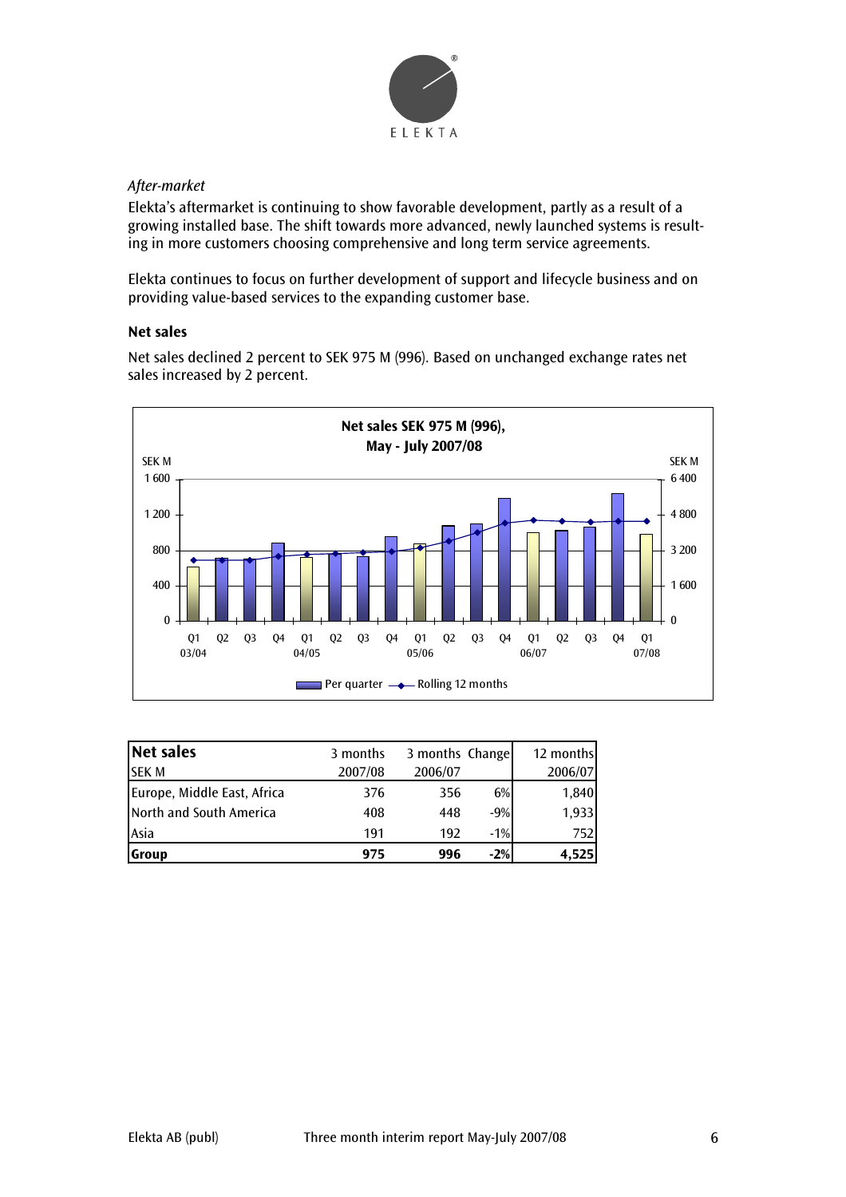*After-market*

Elekta's aftermarket is continuing to show favorable development, partly as a result of a growing installed base. The shift towards more advanced, newly launched systems is resulting in more customers choosing comprehensive and long term service agreements.

Elekta continues to focus on further development of support and lifecycle business and on providing value-based services to the expanding customer base.

### Net sales

Net sales declined 2 percent to SEK 975 M (996). Based on unchanged exchange rates net sales increased by 2 percent.

**Net sales SEK 975 M (996), May - July 2007/08**

| Net sales | 3 months | 3 months | Change | 12 months |
|---|---|---|---|---|
| SEK M | 2007/08 | 2006/07 | | 2006/07 |
| Europe, Middle East, Africa | 376 | 356 | 6% | 1,840 |
| North and South America | 408 | 448 | -9% | 1,933 |
| Asia | 191 | 192 | -1% | 752 |
| **Group** | **975** | **996** | **-2%** | **4,525** |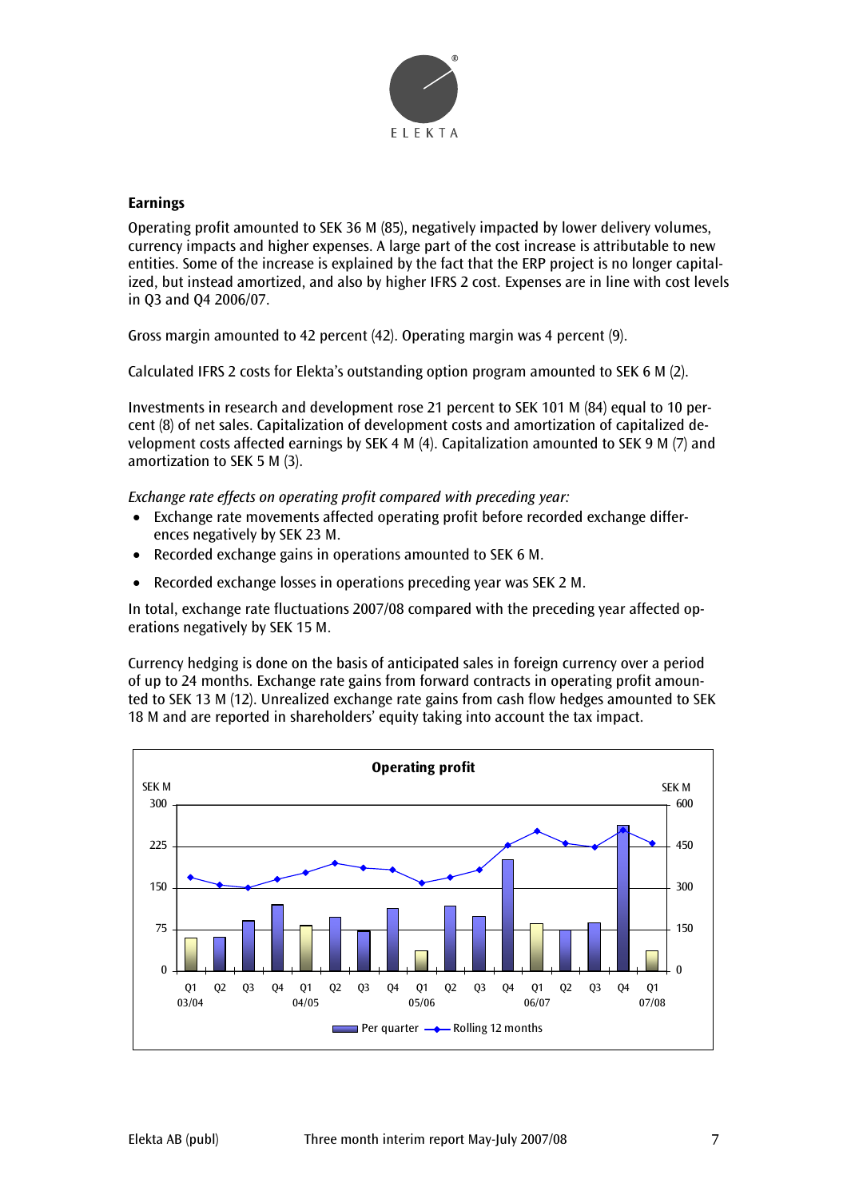## Earnings

Operating profit amounted to SEK 36 M (85), negatively impacted by lower delivery volumes, currency impacts and higher expenses. A large part of the cost increase is attributable to new entities. Some of the increase is explained by the fact that the ERP project is no longer capitalized, but instead amortized, and also by higher IFRS 2 cost. Expenses are in line with cost levels in Q3 and Q4 2006/07.

Gross margin amounted to 42 percent (42). Operating margin was 4 percent (9).

Calculated IFRS 2 costs for Elekta's outstanding option program amounted to SEK 6 M (2).

Investments in research and development rose 21 percent to SEK 101 M (84) equal to 10 percent (8) of net sales. Capitalization of development costs and amortization of capitalized development costs affected earnings by SEK 4 M (4). Capitalization amounted to SEK 9 M (7) and amortization to SEK 5 M (3).

*Exchange rate effects on operating profit compared with preceding year:*

- Exchange rate movements affected operating profit before recorded exchange differences negatively by SEK 23 M.
- Recorded exchange gains in operations amounted to SEK 6 M.
- Recorded exchange losses in operations preceding year was SEK 2 M.

In total, exchange rate fluctuations 2007/08 compared with the preceding year affected operations negatively by SEK 15 M.

Currency hedging is done on the basis of anticipated sales in foreign currency over a period of up to 24 months. Exchange rate gains from forward contracts in operating profit amounted to SEK 13 M (12). Unrealized exchange rate gains from cash flow hedges amounted to SEK 18 M and are reported in shareholders' equity taking into account the tax impact.

**Operating profit**

SEK M (left axis: Per quarter, 0–300) / SEK M (right axis: Rolling 12 months, 0–600)

Q1 03/04 – Q1 07/08

Per quarter — Rolling 12 months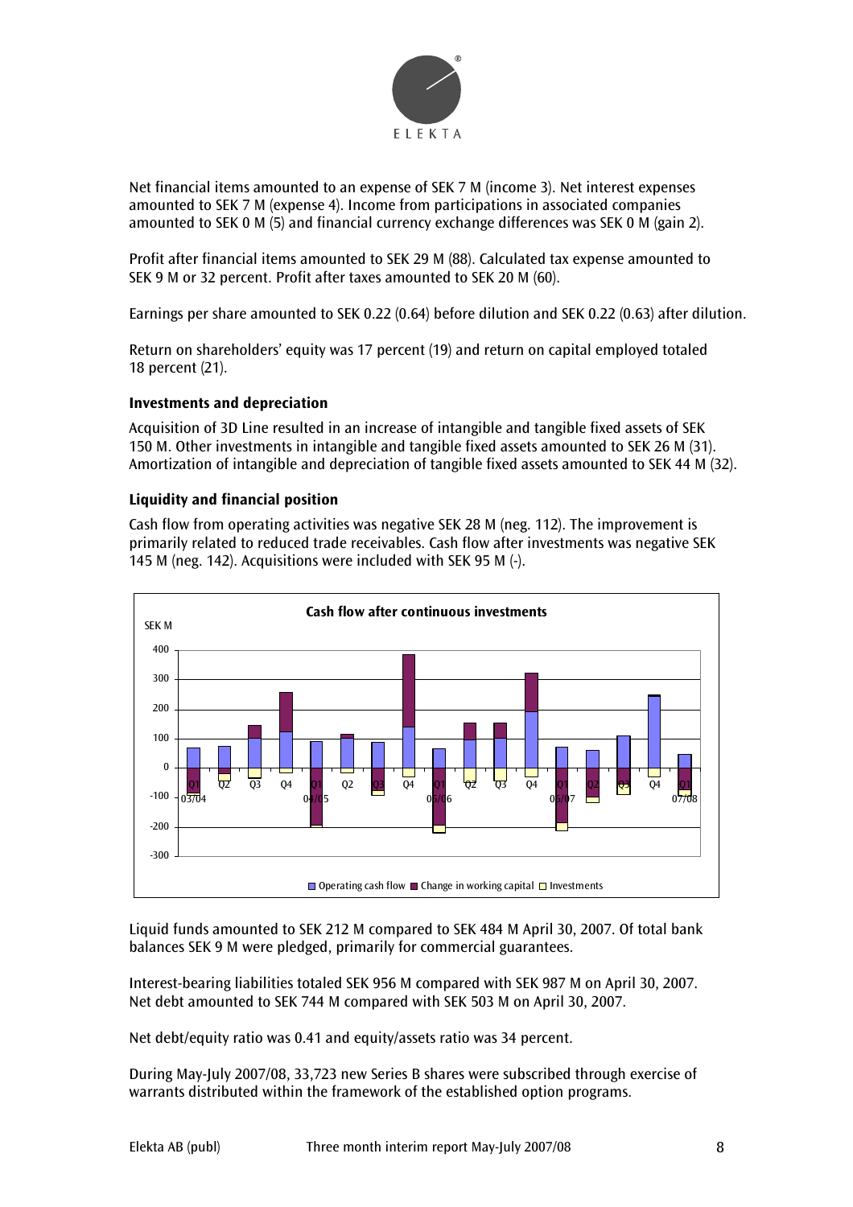Net financial items amounted to an expense of SEK 7 M (income 3). Net interest expenses amounted to SEK 7 M (expense 4). Income from participations in associated companies amounted to SEK 0 M (5) and financial currency exchange differences was SEK 0 M (gain 2).

Profit after financial items amounted to SEK 29 M (88). Calculated tax expense amounted to SEK 9 M or 32 percent. Profit after taxes amounted to SEK 20 M (60).

Earnings per share amounted to SEK 0.22 (0.64) before dilution and SEK 0.22 (0.63) after dilution.

Return on shareholders' equity was 17 percent (19) and return on capital employed totaled 18 percent (21).

### Investments and depreciation

Acquisition of 3D Line resulted in an increase of intangible and tangible fixed assets of SEK 150 M. Other investments in intangible and tangible fixed assets amounted to SEK 26 M (31). Amortization of intangible and depreciation of tangible fixed assets amounted to SEK 44 M (32).

### Liquidity and financial position

Cash flow from operating activities was negative SEK 28 M (neg. 112). The improvement is primarily related to reduced trade receivables. Cash flow after investments was negative SEK 145 M (neg. 142). Acquisitions were included with SEK 95 M (-).

**Cash flow after continuous investments**

SEK M

Operating cash flow | Change in working capital | Investments

Liquid funds amounted to SEK 212 M compared to SEK 484 M April 30, 2007. Of total bank balances SEK 9 M were pledged, primarily for commercial guarantees.

Interest-bearing liabilities totaled SEK 956 M compared with SEK 987 M on April 30, 2007. Net debt amounted to SEK 744 M compared with SEK 503 M on April 30, 2007.

Net debt/equity ratio was 0.41 and equity/assets ratio was 34 percent.

During May-July 2007/08, 33,723 new Series B shares were subscribed through exercise of warrants distributed within the framework of the established option programs.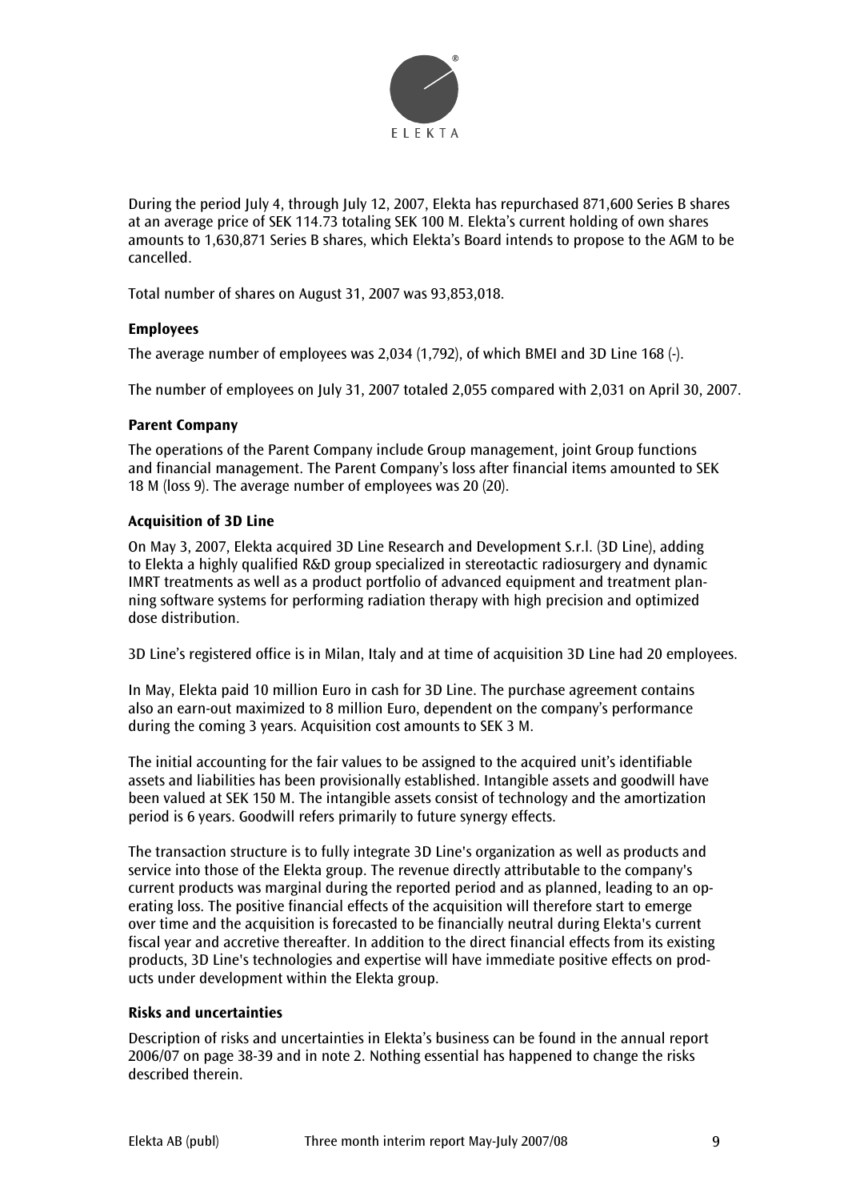During the period July 4, through July 12, 2007, Elekta has repurchased 871,600 Series B shares at an average price of SEK 114.73 totaling SEK 100 M. Elekta's current holding of own shares amounts to 1,630,871 Series B shares, which Elekta's Board intends to propose to the AGM to be cancelled.

Total number of shares on August 31, 2007 was 93,853,018.

**Employees**

The average number of employees was 2,034 (1,792), of which BMEI and 3D Line 168 (-).

The number of employees on July 31, 2007 totaled 2,055 compared with 2,031 on April 30, 2007.

**Parent Company**

The operations of the Parent Company include Group management, joint Group functions and financial management. The Parent Company's loss after financial items amounted to SEK 18 M (loss 9). The average number of employees was 20 (20).

**Acquisition of 3D Line**

On May 3, 2007, Elekta acquired 3D Line Research and Development S.r.l. (3D Line), adding to Elekta a highly qualified R&D group specialized in stereotactic radiosurgery and dynamic IMRT treatments as well as a product portfolio of advanced equipment and treatment planning software systems for performing radiation therapy with high precision and optimized dose distribution.

3D Line's registered office is in Milan, Italy and at time of acquisition 3D Line had 20 employees.

In May, Elekta paid 10 million Euro in cash for 3D Line. The purchase agreement contains also an earn-out maximized to 8 million Euro, dependent on the company's performance during the coming 3 years. Acquisition cost amounts to SEK 3 M.

The initial accounting for the fair values to be assigned to the acquired unit's identifiable assets and liabilities has been provisionally established. Intangible assets and goodwill have been valued at SEK 150 M. The intangible assets consist of technology and the amortization period is 6 years. Goodwill refers primarily to future synergy effects.

The transaction structure is to fully integrate 3D Line's organization as well as products and service into those of the Elekta group. The revenue directly attributable to the company's current products was marginal during the reported period and as planned, leading to an operating loss. The positive financial effects of the acquisition will therefore start to emerge over time and the acquisition is forecasted to be financially neutral during Elekta's current fiscal year and accretive thereafter. In addition to the direct financial effects from its existing products, 3D Line's technologies and expertise will have immediate positive effects on products under development within the Elekta group.

**Risks and uncertainties**

Description of risks and uncertainties in Elekta's business can be found in the annual report 2006/07 on page 38-39 and in note 2. Nothing essential has happened to change the risks described therein.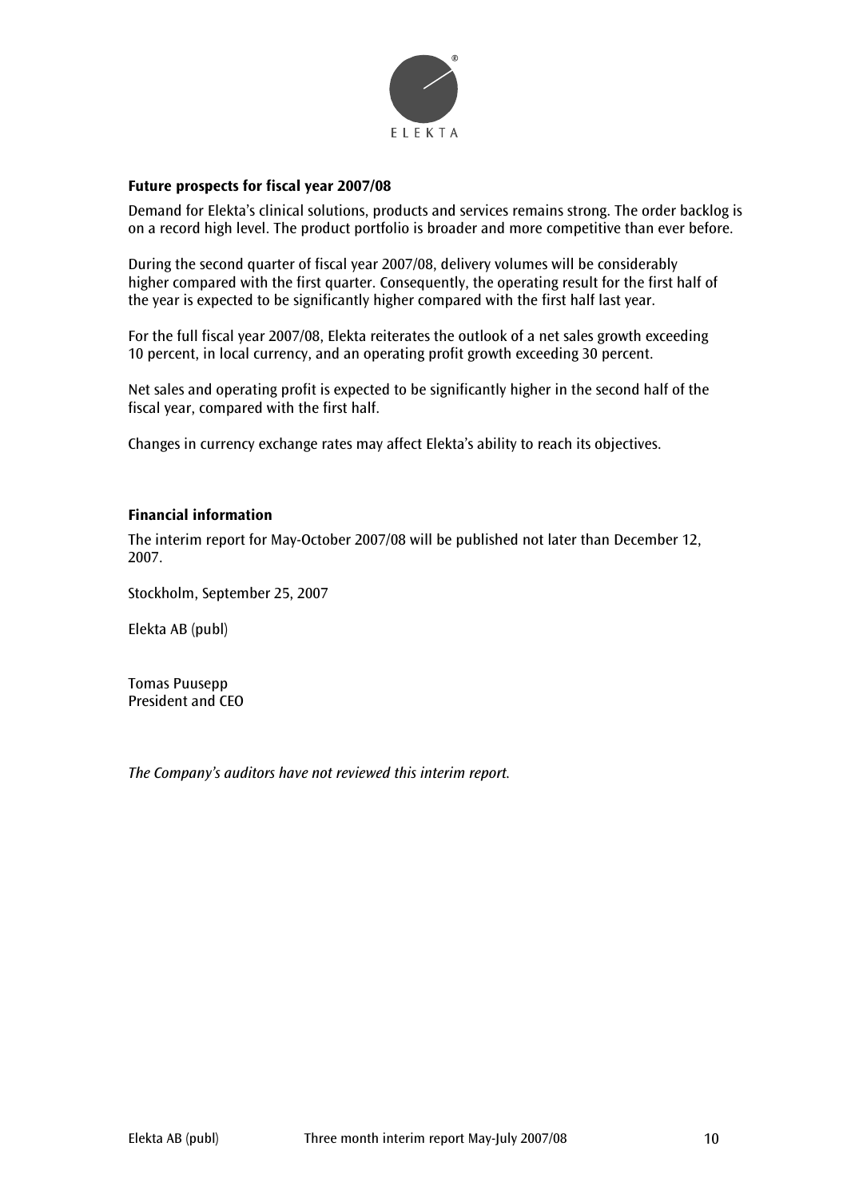## Future prospects for fiscal year 2007/08

Demand for Elekta's clinical solutions, products and services remains strong. The order backlog is on a record high level. The product portfolio is broader and more competitive than ever before.

During the second quarter of fiscal year 2007/08, delivery volumes will be considerably higher compared with the first quarter. Consequently, the operating result for the first half of the year is expected to be significantly higher compared with the first half last year.

For the full fiscal year 2007/08, Elekta reiterates the outlook of a net sales growth exceeding 10 percent, in local currency, and an operating profit growth exceeding 30 percent.

Net sales and operating profit is expected to be significantly higher in the second half of the fiscal year, compared with the first half.

Changes in currency exchange rates may affect Elekta's ability to reach its objectives.

## Financial information

The interim report for May-October 2007/08 will be published not later than December 12, 2007.

Stockholm, September 25, 2007

Elekta AB (publ)

Tomas Puusepp
President and CEO

*The Company's auditors have not reviewed this interim report.*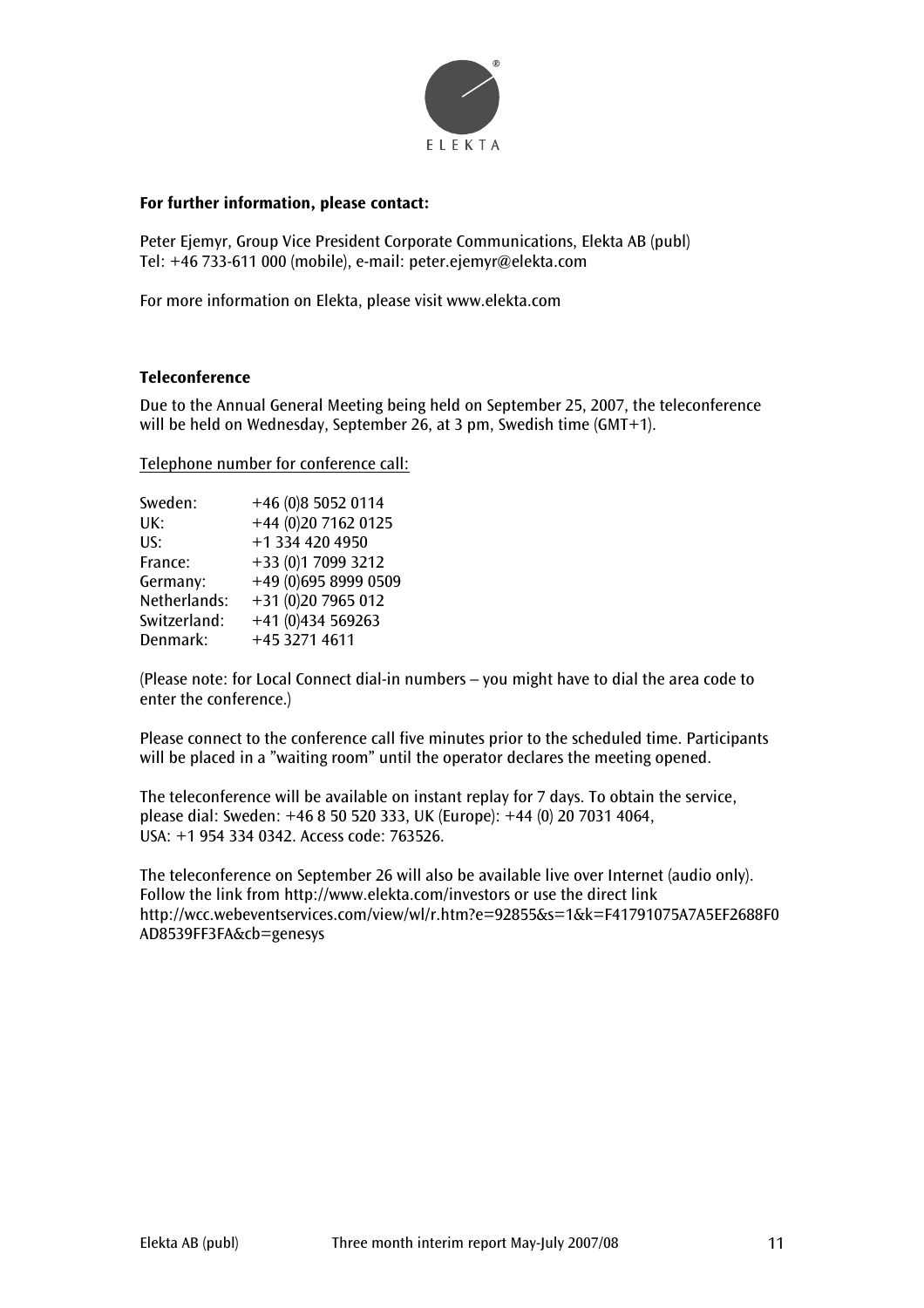ELEKTA

**For further information, please contact:**

Peter Ejemyr, Group Vice President Corporate Communications, Elekta AB (publ)
Tel: +46 733-611 000 (mobile), e-mail: peter.ejemyr@elekta.com

For more information on Elekta, please visit www.elekta.com

**Teleconference**

Due to the Annual General Meeting being held on September 25, 2007, the teleconference will be held on Wednesday, September 26, at 3 pm, Swedish time (GMT+1).

Telephone number for conference call:

| | |
|---|---|
| Sweden: | +46 (0)8 5052 0114 |
| UK: | +44 (0)20 7162 0125 |
| US: | +1 334 420 4950 |
| France: | +33 (0)1 7099 3212 |
| Germany: | +49 (0)695 8999 0509 |
| Netherlands: | +31 (0)20 7965 012 |
| Switzerland: | +41 (0)434 569263 |
| Denmark: | +45 3271 4611 |

(Please note: for Local Connect dial-in numbers – you might have to dial the area code to enter the conference.)

Please connect to the conference call five minutes prior to the scheduled time. Participants will be placed in a "waiting room" until the operator declares the meeting opened.

The teleconference will be available on instant replay for 7 days. To obtain the service, please dial: Sweden: +46 8 50 520 333, UK (Europe): +44 (0) 20 7031 4064, USA: +1 954 334 0342. Access code: 763526.

The teleconference on September 26 will also be available live over Internet (audio only). Follow the link from http://www.elekta.com/investors or use the direct link http://wcc.webeventservices.com/view/wl/r.htm?e=92855&s=1&k=F41791075A7A5EF2688F0AD8539FF3FA&cb=genesys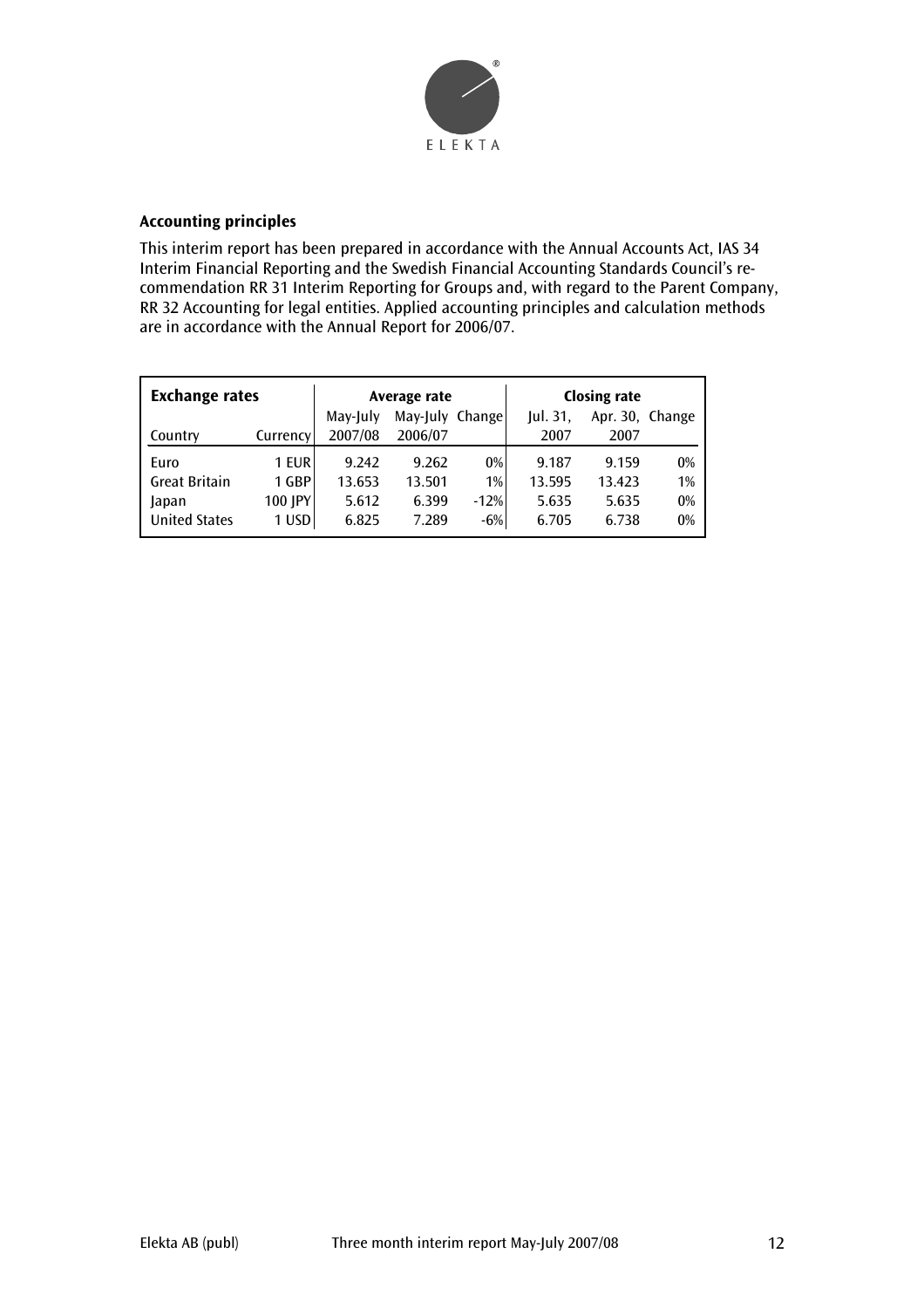### Accounting principles

This interim report has been prepared in accordance with the Annual Accounts Act, IAS 34 Interim Financial Reporting and the Swedish Financial Accounting Standards Council's recommendation RR 31 Interim Reporting for Groups and, with regard to the Parent Company, RR 32 Accounting for legal entities. Applied accounting principles and calculation methods are in accordance with the Annual Report for 2006/07.

| **Exchange rates** | | **Average rate** | | | **Closing rate** | | |
|---|---|---|---|---|---|---|---|
| Country | Currency | May-July 2007/08 | May-July 2006/07 | Change | Jul. 31, 2007 | Apr. 30, 2007 | Change |
| Euro | 1 EUR | 9.242 | 9.262 | 0% | 9.187 | 9.159 | 0% |
| Great Britain | 1 GBP | 13.653 | 13.501 | 1% | 13.595 | 13.423 | 1% |
| Japan | 100 JPY | 5.612 | 6.399 | -12% | 5.635 | 5.635 | 0% |
| United States | 1 USD | 6.825 | 7.289 | -6% | 6.705 | 6.738 | 0% |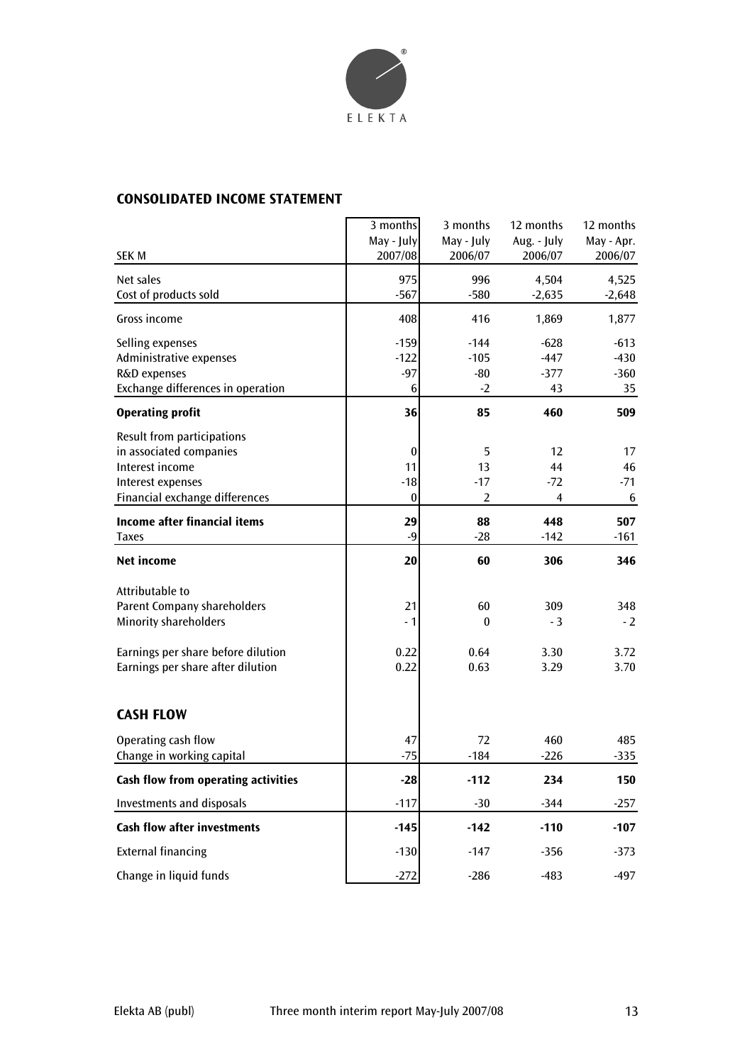ELEKTA

## CONSOLIDATED INCOME STATEMENT

| SEK M | 3 months May - July 2007/08 | 3 months May - July 2006/07 | 12 months Aug. - July 2006/07 | 12 months May - Apr. 2006/07 |
|---|---|---|---|---|
| Net sales | 975 | 996 | 4,504 | 4,525 |
| Cost of products sold | -567 | -580 | -2,635 | -2,648 |
| Gross income | 408 | 416 | 1,869 | 1,877 |
| Selling expenses | -159 | -144 | -628 | -613 |
| Administrative expenses | -122 | -105 | -447 | -430 |
| R&D expenses | -97 | -80 | -377 | -360 |
| Exchange differences in operation | 6 | -2 | 43 | 35 |
| **Operating profit** | **36** | **85** | **460** | **509** |
| Result from participations in associated companies | 0 | 5 | 12 | 17 |
| Interest income | 11 | 13 | 44 | 46 |
| Interest expenses | -18 | -17 | -72 | -71 |
| Financial exchange differences | 0 | 2 | 4 | 6 |
| **Income after financial items** | **29** | **88** | **448** | **507** |
| Taxes | -9 | -28 | -142 | -161 |
| **Net income** | **20** | **60** | **306** | **346** |
| Attributable to | | | | |
| Parent Company shareholders | 21 | 60 | 309 | 348 |
| Minority shareholders | - 1 | 0 | - 3 | - 2 |
| Earnings per share before dilution | 0.22 | 0.64 | 3.30 | 3.72 |
| Earnings per share after dilution | 0.22 | 0.63 | 3.29 | 3.70 |

## CASH FLOW

| | 3 months May - July 2007/08 | 3 months May - July 2006/07 | 12 months Aug. - July 2006/07 | 12 months May - Apr. 2006/07 |
|---|---|---|---|---|
| Operating cash flow | 47 | 72 | 460 | 485 |
| Change in working capital | -75 | -184 | -226 | -335 |
| **Cash flow from operating activities** | **-28** | **-112** | **234** | **150** |
| Investments and disposals | -117 | -30 | -344 | -257 |
| **Cash flow after investments** | **-145** | **-142** | **-110** | **-107** |
| External financing | -130 | -147 | -356 | -373 |
| Change in liquid funds | -272 | -286 | -483 | -497 |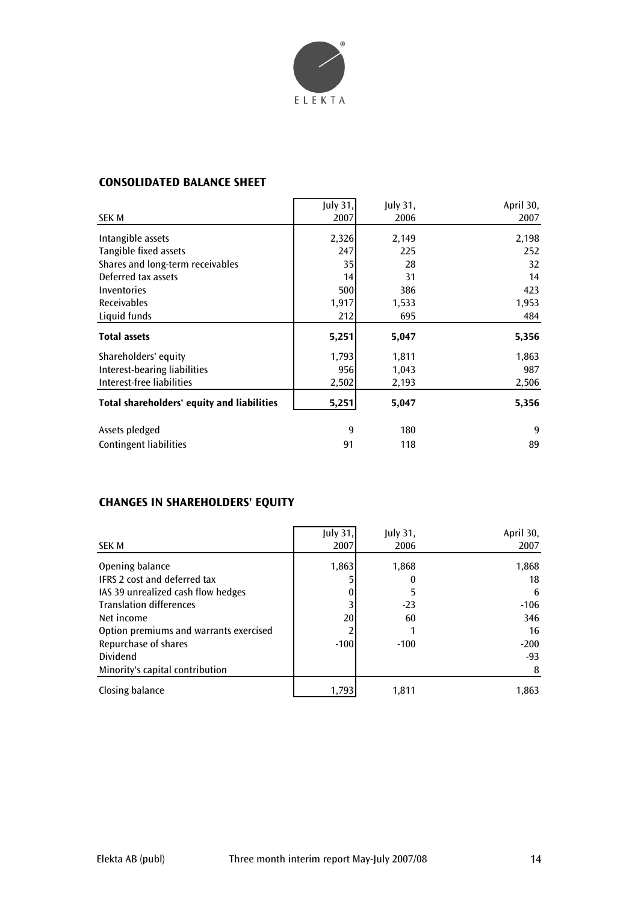## CONSOLIDATED BALANCE SHEET

| SEK M | July 31, 2007 | July 31, 2006 | April 30, 2007 |
|---|---|---|---|
| Intangible assets | 2,326 | 2,149 | 2,198 |
| Tangible fixed assets | 247 | 225 | 252 |
| Shares and long-term receivables | 35 | 28 | 32 |
| Deferred tax assets | 14 | 31 | 14 |
| Inventories | 500 | 386 | 423 |
| Receivables | 1,917 | 1,533 | 1,953 |
| Liquid funds | 212 | 695 | 484 |
| **Total assets** | **5,251** | **5,047** | **5,356** |
| Shareholders' equity | 1,793 | 1,811 | 1,863 |
| Interest-bearing liabilities | 956 | 1,043 | 987 |
| Interest-free liabilities | 2,502 | 2,193 | 2,506 |
| **Total shareholders' equity and liabilities** | **5,251** | **5,047** | **5,356** |
| Assets pledged | 9 | 180 | 9 |
| Contingent liabilities | 91 | 118 | 89 |

## CHANGES IN SHAREHOLDERS' EQUITY

| SEK M | July 31, 2007 | July 31, 2006 | April 30, 2007 |
|---|---|---|---|
| Opening balance | 1,863 | 1,868 | 1,868 |
| IFRS 2 cost and deferred tax | 5 | 0 | 18 |
| IAS 39 unrealized cash flow hedges | 0 | 5 | 6 |
| Translation differences | 3 | -23 | -106 |
| Net income | 20 | 60 | 346 |
| Option premiums and warrants exercised | 2 | 1 | 16 |
| Repurchase of shares | -100 | -100 | -200 |
| Dividend | | | -93 |
| Minority's capital contribution | | | 8 |
| Closing balance | 1,793 | 1,811 | 1,863 |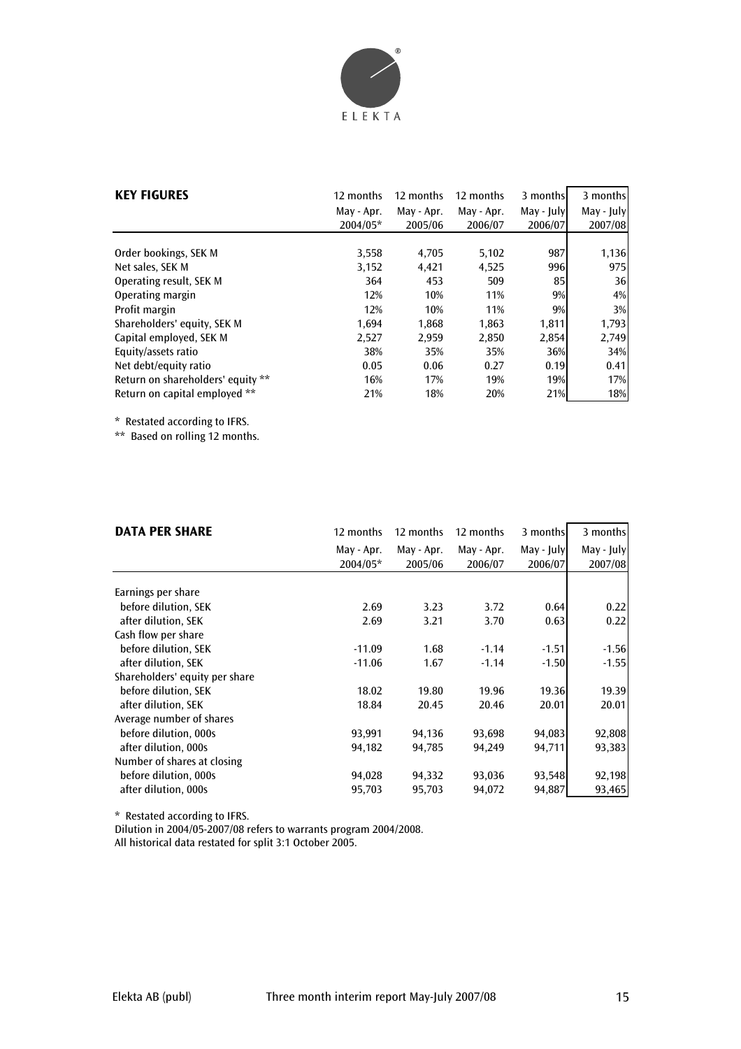ELEKTA

| **KEY FIGURES** | 12 months May - Apr. 2004/05* | 12 months May - Apr. 2005/06 | 12 months May - Apr. 2006/07 | 3 months May - July 2006/07 | 3 months May - July 2007/08 |
|---|---|---|---|---|---|
| Order bookings, SEK M | 3,558 | 4,705 | 5,102 | 987 | 1,136 |
| Net sales, SEK M | 3,152 | 4,421 | 4,525 | 996 | 975 |
| Operating result, SEK M | 364 | 453 | 509 | 85 | 36 |
| Operating margin | 12% | 10% | 11% | 9% | 4% |
| Profit margin | 12% | 10% | 11% | 9% | 3% |
| Shareholders' equity, SEK M | 1,694 | 1,868 | 1,863 | 1,811 | 1,793 |
| Capital employed, SEK M | 2,527 | 2,959 | 2,850 | 2,854 | 2,749 |
| Equity/assets ratio | 38% | 35% | 35% | 36% | 34% |
| Net debt/equity ratio | 0.05 | 0.06 | 0.27 | 0.19 | 0.41 |
| Return on shareholders' equity ** | 16% | 17% | 19% | 19% | 17% |
| Return on capital employed ** | 21% | 18% | 20% | 21% | 18% |

* Restated according to IFRS.
** Based on rolling 12 months.

| **DATA PER SHARE** | 12 months May - Apr. 2004/05* | 12 months May - Apr. 2005/06 | 12 months May - Apr. 2006/07 | 3 months May - July 2006/07 | 3 months May - July 2007/08 |
|---|---|---|---|---|---|
| Earnings per share | | | | | |
| before dilution, SEK | 2.69 | 3.23 | 3.72 | 0.64 | 0.22 |
| after dilution, SEK | 2.69 | 3.21 | 3.70 | 0.63 | 0.22 |
| Cash flow per share | | | | | |
| before dilution, SEK | -11.09 | 1.68 | -1.14 | -1.51 | -1.56 |
| after dilution, SEK | -11.06 | 1.67 | -1.14 | -1.50 | -1.55 |
| Shareholders' equity per share | | | | | |
| before dilution, SEK | 18.02 | 19.80 | 19.96 | 19.36 | 19.39 |
| after dilution, SEK | 18.84 | 20.45 | 20.46 | 20.01 | 20.01 |
| Average number of shares | | | | | |
| before dilution, 000s | 93,991 | 94,136 | 93,698 | 94,083 | 92,808 |
| after dilution, 000s | 94,182 | 94,785 | 94,249 | 94,711 | 93,383 |
| Number of shares at closing | | | | | |
| before dilution, 000s | 94,028 | 94,332 | 93,036 | 93,548 | 92,198 |
| after dilution, 000s | 95,703 | 95,703 | 94,072 | 94,887 | 93,465 |

* Restated according to IFRS.
Dilution in 2004/05-2007/08 refers to warrants program 2004/2008.
All historical data restated for split 3:1 October 2005.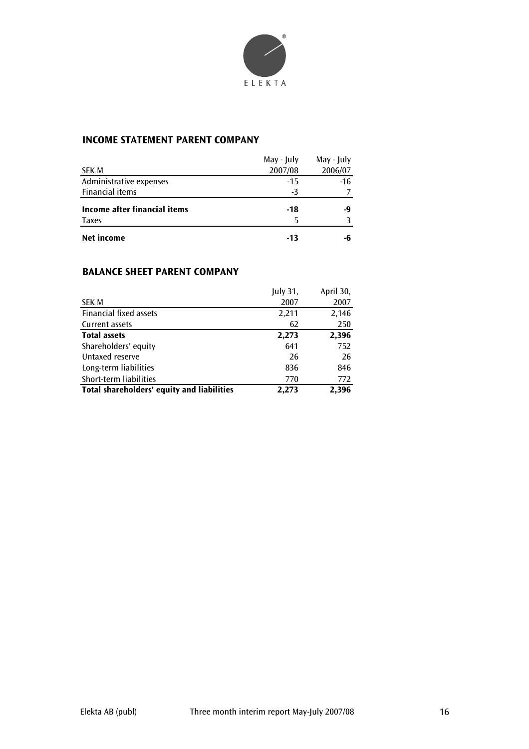## INCOME STATEMENT PARENT COMPANY

| SEK M | May - July 2007/08 | May - July 2006/07 |
|---|---|---|
| Administrative expenses | -15 | -16 |
| Financial items | -3 | 7 |
| **Income after financial items** | **-18** | **-9** |
| Taxes | 5 | 3 |
| **Net income** | **-13** | **-6** |

## BALANCE SHEET PARENT COMPANY

| SEK M | July 31, 2007 | April 30, 2007 |
|---|---|---|
| Financial fixed assets | 2,211 | 2,146 |
| Current assets | 62 | 250 |
| **Total assets** | **2,273** | **2,396** |
| Shareholders' equity | 641 | 752 |
| Untaxed reserve | 26 | 26 |
| Long-term liabilities | 836 | 846 |
| Short-term liabilities | 770 | 772 |
| **Total shareholders' equity and liabilities** | **2,273** | **2,396** |